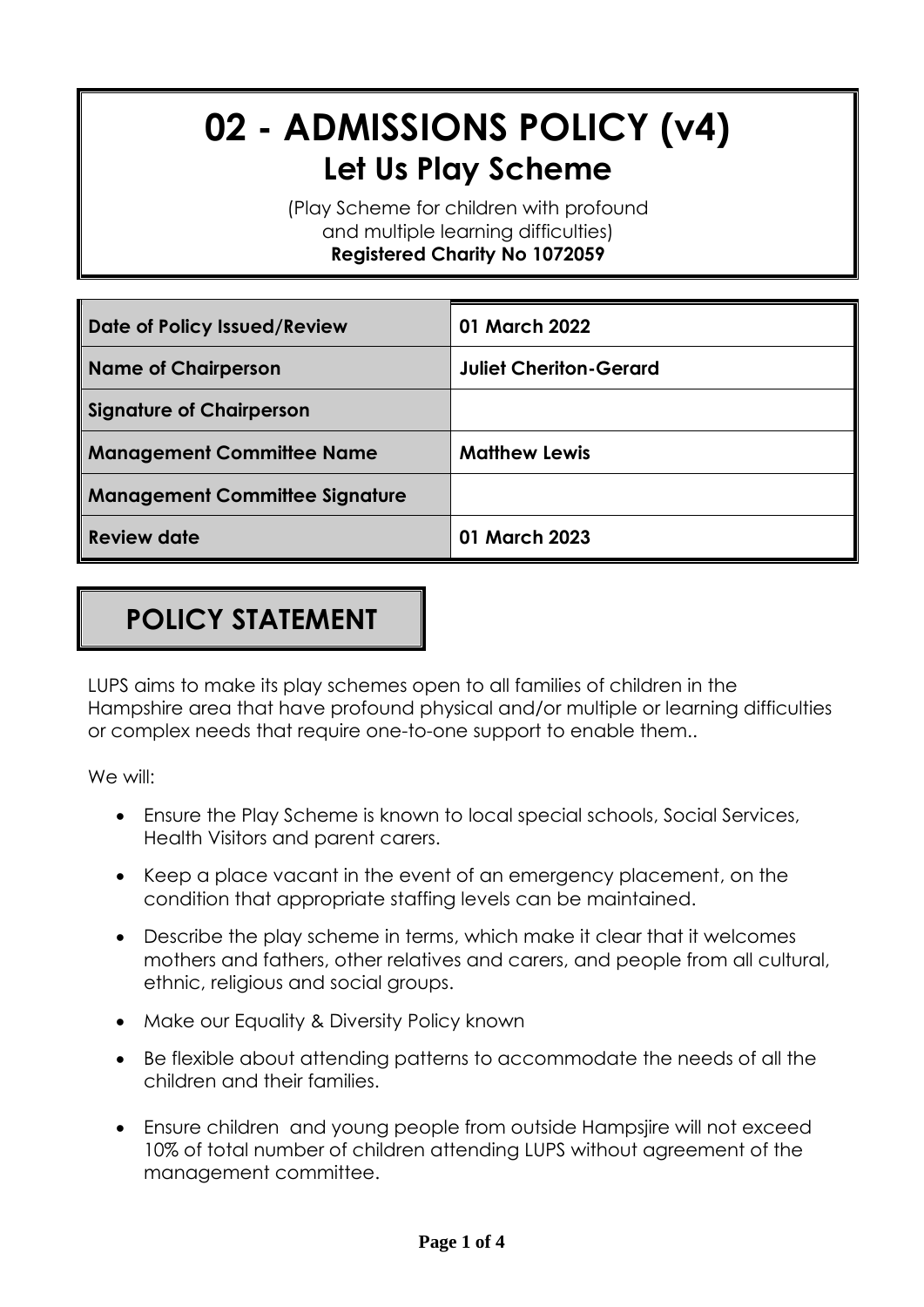# 02 - ADMISSIONS POLICY (v4)

## Let Us Play Scheme

(Play Scheme for children with profound and multiple learning difficulties)
**Registered Charity No 1072059**

| Date of Policy Issued/Review | 01 March 2022 |
|---|---|
| Name of Chairperson | Juliet Cheriton-Gerard |
| Signature of Chairperson | |
| Management Committee Name | Matthew Lewis |
| Management Committee Signature | |
| Review date | 01 March 2023 |

## POLICY STATEMENT

LUPS aims to make its play schemes open to all families of children in the Hampshire area that have profound physical and/or multiple or learning difficulties or complex needs that require one-to-one support to enable them..

We will:

- Ensure the Play Scheme is known to local special schools, Social Services, Health Visitors and parent carers.
- Keep a place vacant in the event of an emergency placement, on the condition that appropriate staffing levels can be maintained.
- Describe the play scheme in terms, which make it clear that it welcomes mothers and fathers, other relatives and carers, and people from all cultural, ethnic, religious and social groups.
- Make our Equality & Diversity Policy known
- Be flexible about attending patterns to accommodate the needs of all the children and their families.
- Ensure children and young people from outside Hampsjire will not exceed 10% of total number of children attending LUPS without agreement of the management committee.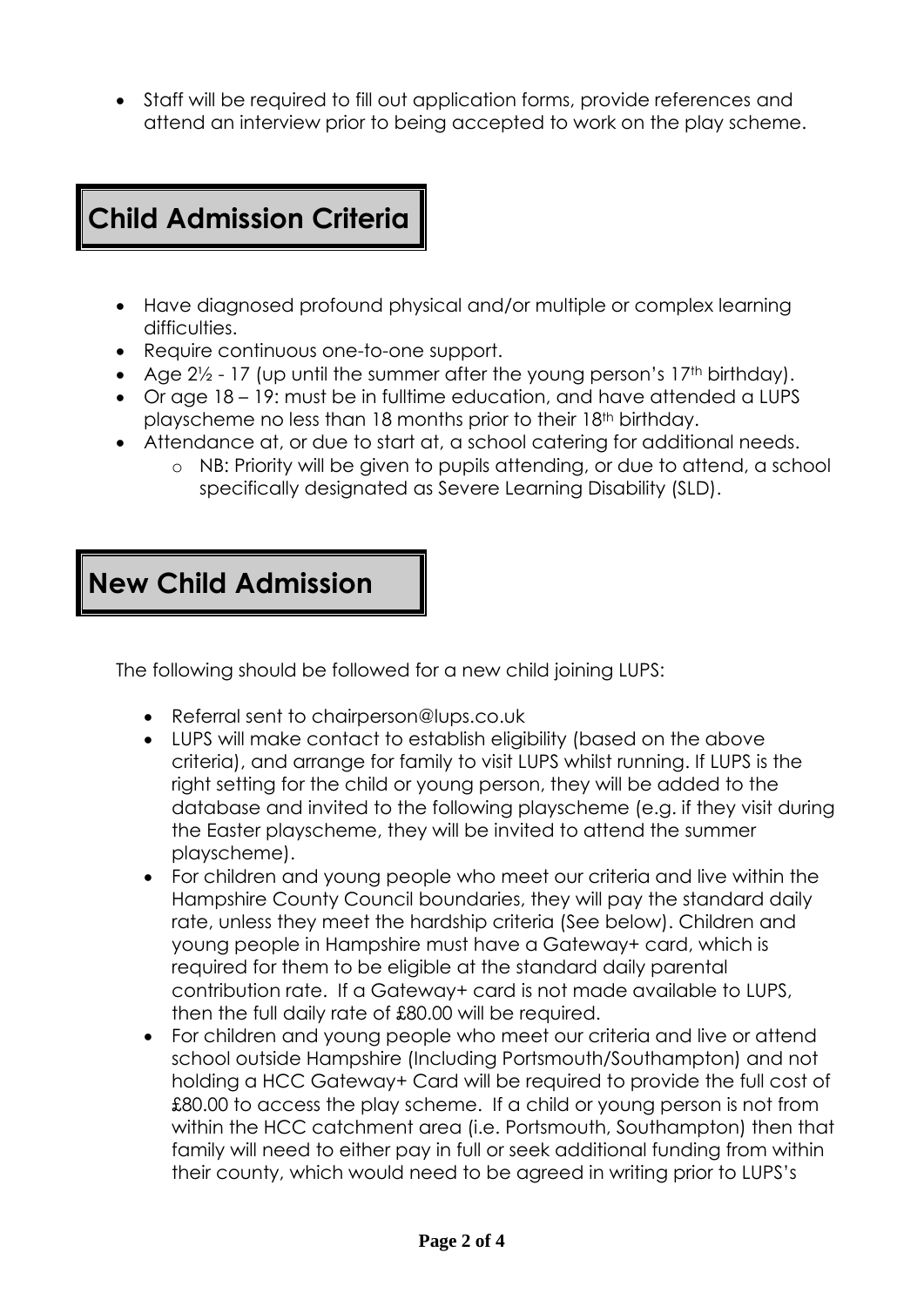- Staff will be required to fill out application forms, provide references and attend an interview prior to being accepted to work on the play scheme.

## Child Admission Criteria

- Have diagnosed profound physical and/or multiple or complex learning difficulties.
- Require continuous one-to-one support.
- Age 2½ - 17 (up until the summer after the young person's 17th birthday).
- Or age 18 – 19: must be in fulltime education, and have attended a LUPS playscheme no less than 18 months prior to their 18th birthday.
- Attendance at, or due to start at, a school catering for additional needs.
    - NB: Priority will be given to pupils attending, or due to attend, a school specifically designated as Severe Learning Disability (SLD).

## New Child Admission

The following should be followed for a new child joining LUPS:

- Referral sent to chairperson@lups.co.uk
- LUPS will make contact to establish eligibility (based on the above criteria), and arrange for family to visit LUPS whilst running. If LUPS is the right setting for the child or young person, they will be added to the database and invited to the following playscheme (e.g. if they visit during the Easter playscheme, they will be invited to attend the summer playscheme).
- For children and young people who meet our criteria and live within the Hampshire County Council boundaries, they will pay the standard daily rate, unless they meet the hardship criteria (See below). Children and young people in Hampshire must have a Gateway+ card, which is required for them to be eligible at the standard daily parental contribution rate. If a Gateway+ card is not made available to LUPS, then the full daily rate of £80.00 will be required.
- For children and young people who meet our criteria and live or attend school outside Hampshire (Including Portsmouth/Southampton) and not holding a HCC Gateway+ Card will be required to provide the full cost of £80.00 to access the play scheme. If a child or young person is not from within the HCC catchment area (i.e. Portsmouth, Southampton) then that family will need to either pay in full or seek additional funding from within their county, which would need to be agreed in writing prior to LUPS's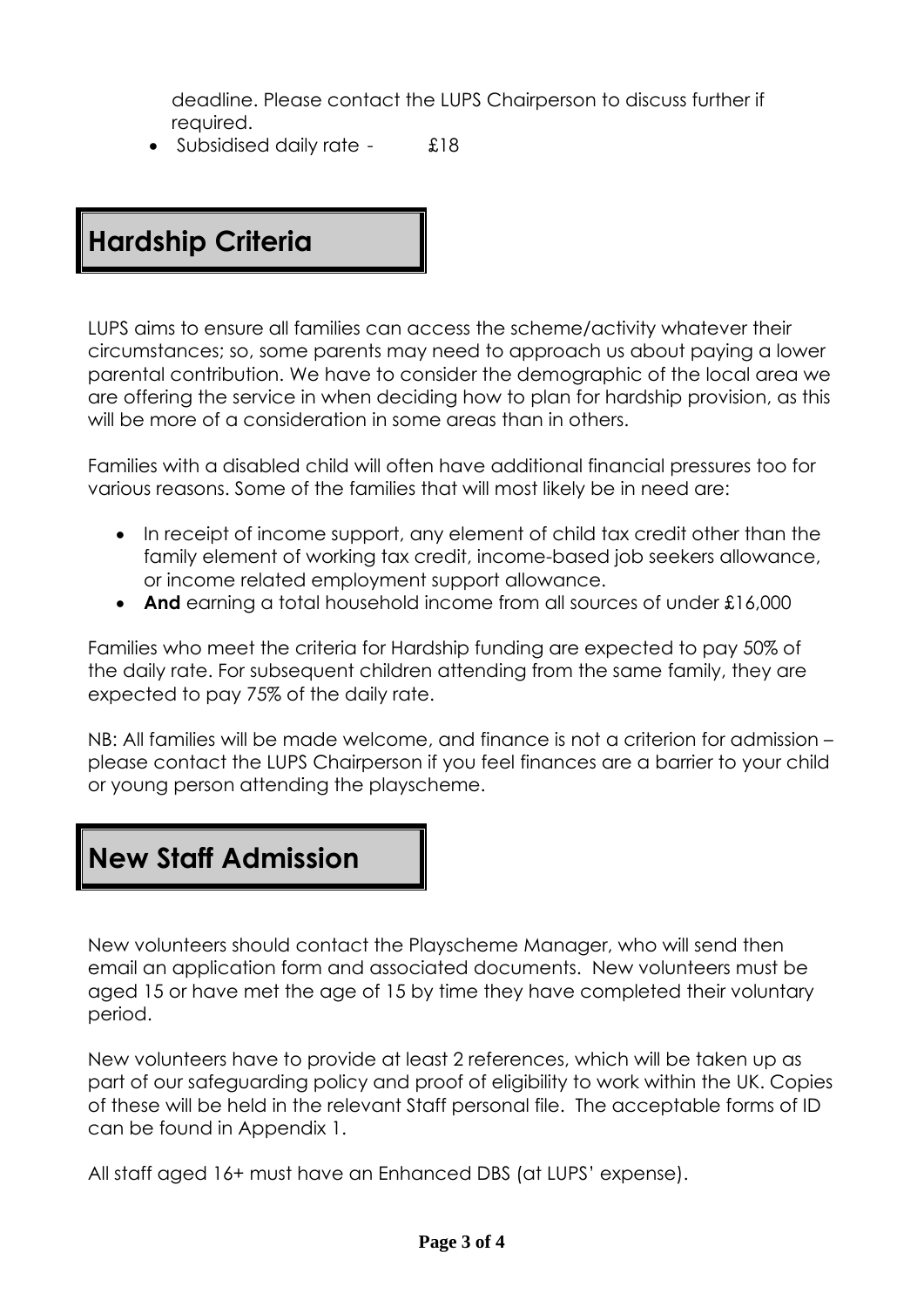deadline. Please contact the LUPS Chairperson to discuss further if required.

- Subsidised daily rate - £18

## Hardship Criteria

LUPS aims to ensure all families can access the scheme/activity whatever their circumstances; so, some parents may need to approach us about paying a lower parental contribution. We have to consider the demographic of the local area we are offering the service in when deciding how to plan for hardship provision, as this will be more of a consideration in some areas than in others.

Families with a disabled child will often have additional financial pressures too for various reasons. Some of the families that will most likely be in need are:

- In receipt of income support, any element of child tax credit other than the family element of working tax credit, income-based job seekers allowance, or income related employment support allowance.
- **And** earning a total household income from all sources of under £16,000

Families who meet the criteria for Hardship funding are expected to pay 50% of the daily rate. For subsequent children attending from the same family, they are expected to pay 75% of the daily rate.

NB: All families will be made welcome, and finance is not a criterion for admission – please contact the LUPS Chairperson if you feel finances are a barrier to your child or young person attending the playscheme.

## New Staff Admission

New volunteers should contact the Playscheme Manager, who will send then email an application form and associated documents. New volunteers must be aged 15 or have met the age of 15 by time they have completed their voluntary period.

New volunteers have to provide at least 2 references, which will be taken up as part of our safeguarding policy and proof of eligibility to work within the UK. Copies of these will be held in the relevant Staff personal file. The acceptable forms of ID can be found in Appendix 1.

All staff aged 16+ must have an Enhanced DBS (at LUPS' expense).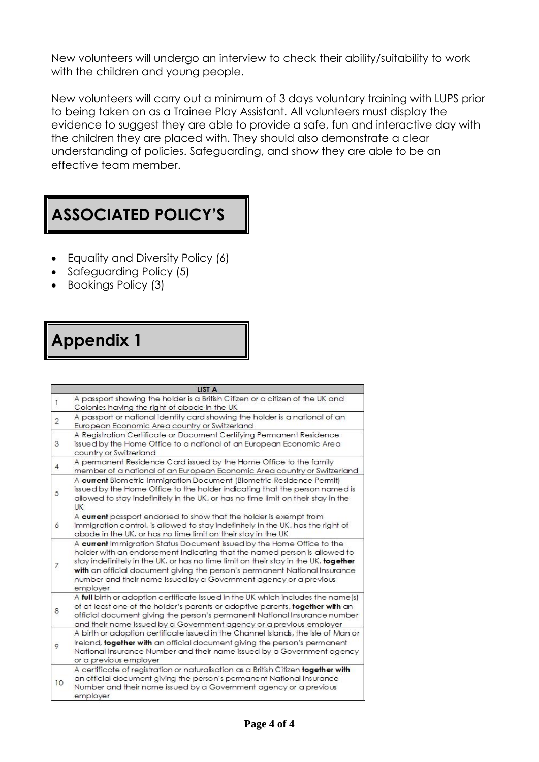New volunteers will undergo an interview to check their ability/suitability to work with the children and young people.

New volunteers will carry out a minimum of 3 days voluntary training with LUPS prior to being taken on as a Trainee Play Assistant. All volunteers must display the evidence to suggest they are able to provide a safe, fun and interactive day with the children they are placed with. They should also demonstrate a clear understanding of policies. Safeguarding, and show they are able to be an effective team member.

## ASSOCIATED POLICY'S

- Equality and Diversity Policy (6)
- Safeguarding Policy (5)
- Bookings Policy (3)

## Appendix 1

| LIST A | |
|---|---|
| 1 | A passport showing the holder is a British Citizen or a citizen of the UK and Colonies having the right of abode in the UK |
| 2 | A passport or national identity card showing the holder is a national of an European Economic Area country or Switzerland |
| 3 | A Registration Certificate or Document Certifying Permanent Residence issued by the Home Office to a national of an European Economic Area country or Switzerland |
| 4 | A permanent Residence Card issued by the Home Office to the family member of a national of an European Economic Area country or Switzerland |
| 5 | A **current** Biometric Immigration Document (Biometric Residence Permit) issued by the Home Office to the holder indicating that the person named is allowed to stay indefinitely in the UK, or has no time limit on their stay in the UK |
| 6 | A **current** passport endorsed to show that the holder is exempt from immigration control, is allowed to stay indefinitely in the UK, has the right of abode in the UK, or has no time limit on their stay in the UK |
| 7 | A **current** Immigration Status Document issued by the Home Office to the holder with an endorsement indicating that the named person is allowed to stay indefinitely in the UK, or has no time limit on their stay in the UK, **together with** an official document giving the person's permanent National Insurance number and their name issued by a Government agency or a previous employer |
| 8 | A **full** birth or adoption certificate issued in the UK which includes the name(s) of at least one of the holder's parents or adoptive parents, **together with** an official document giving the person's permanent National Insurance number and their name issued by a Government agency or a previous employer |
| 9 | A birth or adoption certificate issued in the Channel Islands, the Isle of Man or Ireland, **together with** an official document giving the person's permanent National Insurance Number and their name issued by a Government agency or a previous employer |
| 10 | A certificate of registration or naturalisation as a British Citizen **together with** an official document giving the person's permanent National Insurance Number and their name issued by a Government agency or a previous employer |